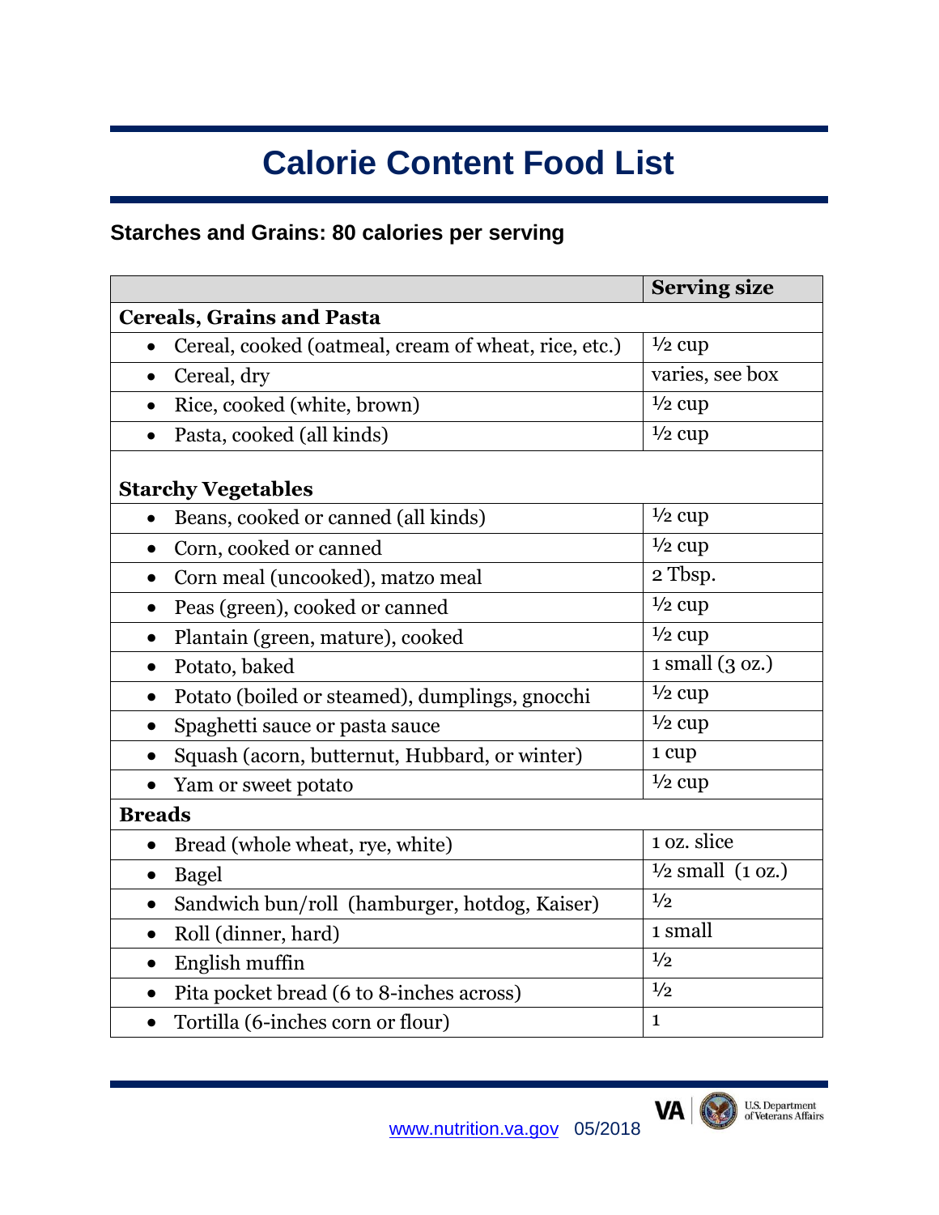# Calorie Content Food List

## Starches and Grains: 80 calories per serving

| | Serving size |
|---|---|
| **Cereals, Grains and Pasta** | |
| • Cereal, cooked (oatmeal, cream of wheat, rice, etc.) | ½ cup |
| • Cereal, dry | varies, see box |
| • Rice, cooked (white, brown) | ½ cup |
| • Pasta, cooked (all kinds) | ½ cup |
| **Starchy Vegetables** | |
| • Beans, cooked or canned (all kinds) | ½ cup |
| • Corn, cooked or canned | ½ cup |
| • Corn meal (uncooked), matzo meal | 2 Tbsp. |
| • Peas (green), cooked or canned | ½ cup |
| • Plantain (green, mature), cooked | ½ cup |
| • Potato, baked | 1 small (3 oz.) |
| • Potato (boiled or steamed), dumplings, gnocchi | ½ cup |
| • Spaghetti sauce or pasta sauce | ½ cup |
| • Squash (acorn, butternut, Hubbard, or winter) | 1 cup |
| • Yam or sweet potato | ½ cup |
| **Breads** | |
| • Bread (whole wheat, rye, white) | 1 oz. slice |
| • Bagel | ½ small (1 oz.) |
| • Sandwich bun/roll (hamburger, hotdog, Kaiser) | ½ |
| • Roll (dinner, hard) | 1 small |
| • English muffin | ½ |
| • Pita pocket bread (6 to 8-inches across) | ½ |
| • Tortilla (6-inches corn or flour) | 1 |

www.nutrition.va.gov 05/2018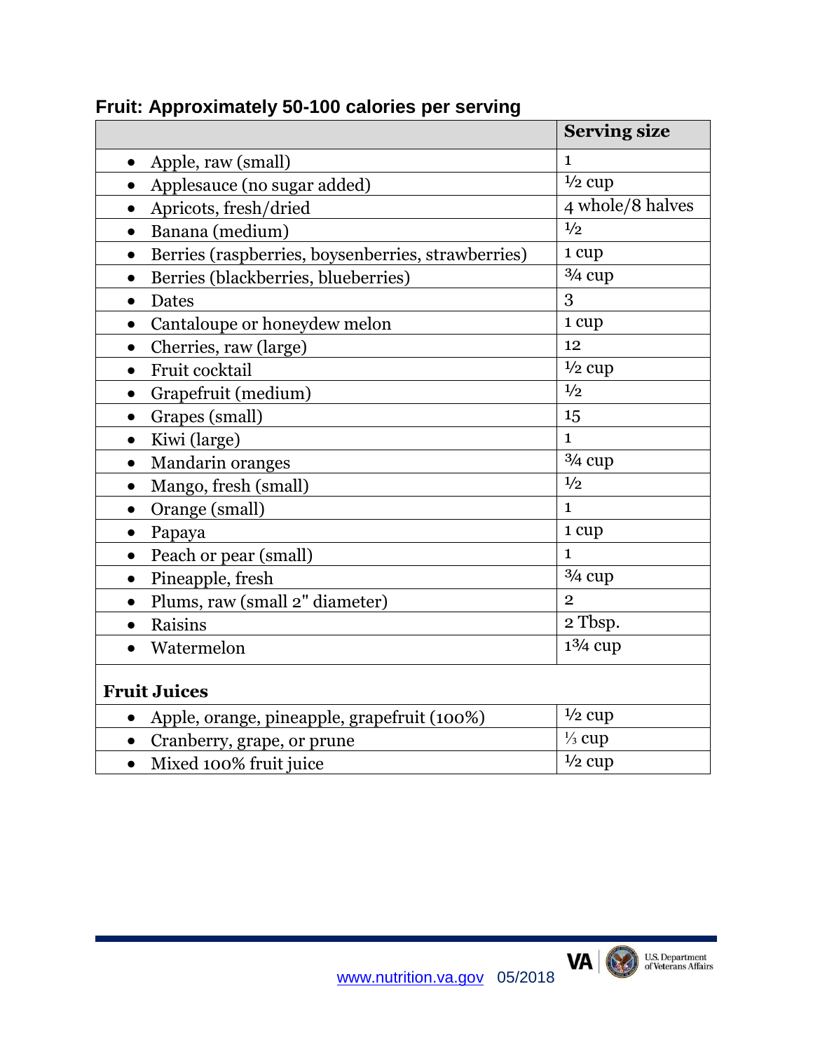## Fruit: Approximately 50-100 calories per serving

| | Serving size |
|---|---|
| • Apple, raw (small) | 1 |
| • Applesauce (no sugar added) | ½ cup |
| • Apricots, fresh/dried | 4 whole/8 halves |
| • Banana (medium) | ½ |
| • Berries (raspberries, boysenberries, strawberries) | 1 cup |
| • Berries (blackberries, blueberries) | ¾ cup |
| • Dates | 3 |
| • Cantaloupe or honeydew melon | 1 cup |
| • Cherries, raw (large) | 12 |
| • Fruit cocktail | ½ cup |
| • Grapefruit (medium) | ½ |
| • Grapes (small) | 15 |
| • Kiwi (large) | 1 |
| • Mandarin oranges | ¾ cup |
| • Mango, fresh (small) | ½ |
| • Orange (small) | 1 |
| • Papaya | 1 cup |
| • Peach or pear (small) | 1 |
| • Pineapple, fresh | ¾ cup |
| • Plums, raw (small 2" diameter) | 2 |
| • Raisins | 2 Tbsp. |
| • Watermelon | 1¾ cup |
| **Fruit Juices** | |
| • Apple, orange, pineapple, grapefruit (100%) | ½ cup |
| • Cranberry, grape, or prune | ⅓ cup |
| • Mixed 100% fruit juice | ½ cup |

www.nutrition.va.gov 05/2018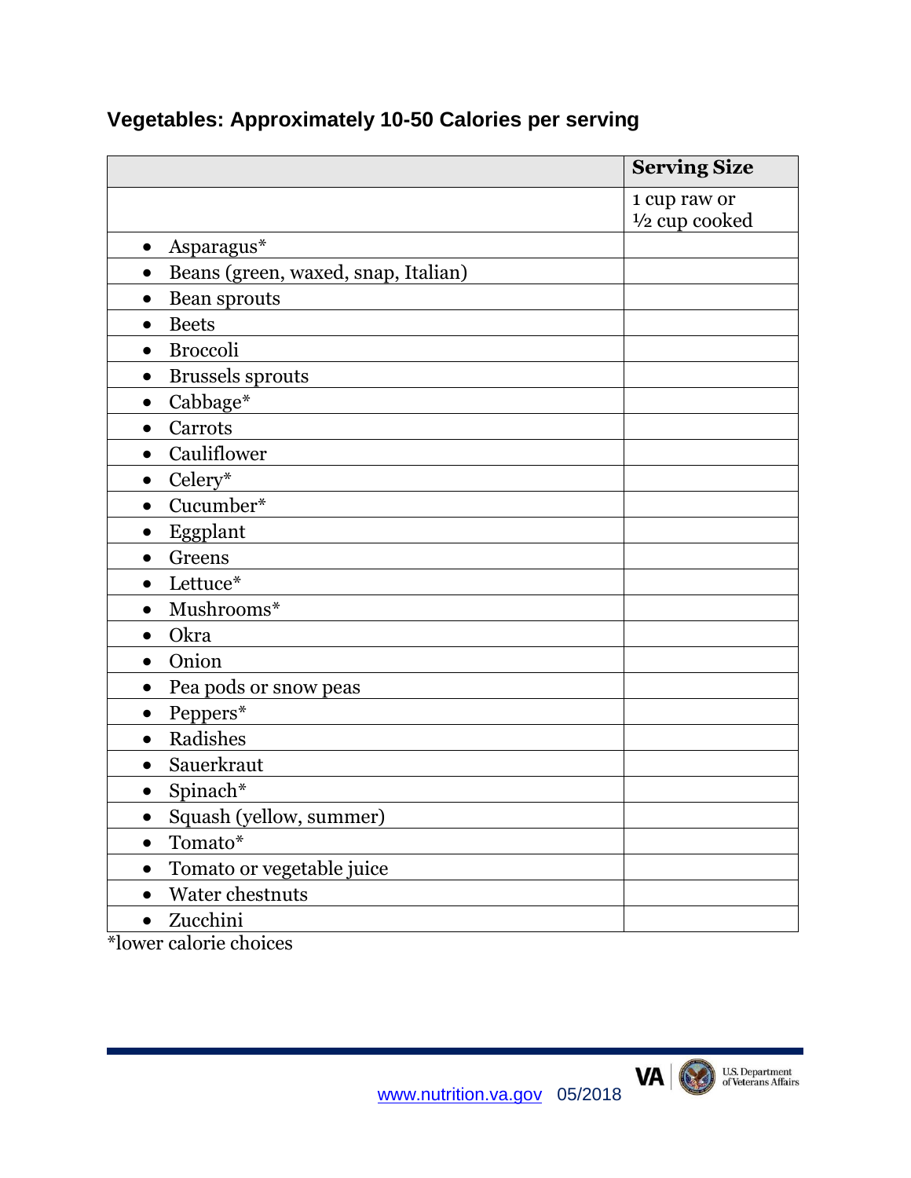## Vegetables: Approximately 10-50 Calories per serving

| | Serving Size |
|---|---|
| | 1 cup raw or ½ cup cooked |
| • Asparagus* | |
| • Beans (green, waxed, snap, Italian) | |
| • Bean sprouts | |
| • Beets | |
| • Broccoli | |
| • Brussels sprouts | |
| • Cabbage* | |
| • Carrots | |
| • Cauliflower | |
| • Celery* | |
| • Cucumber* | |
| • Eggplant | |
| • Greens | |
| • Lettuce* | |
| • Mushrooms* | |
| • Okra | |
| • Onion | |
| • Pea pods or snow peas | |
| • Peppers* | |
| • Radishes | |
| • Sauerkraut | |
| • Spinach* | |
| • Squash (yellow, summer) | |
| • Tomato* | |
| • Tomato or vegetable juice | |
| • Water chestnuts | |
| • Zucchini | |

*lower calorie choices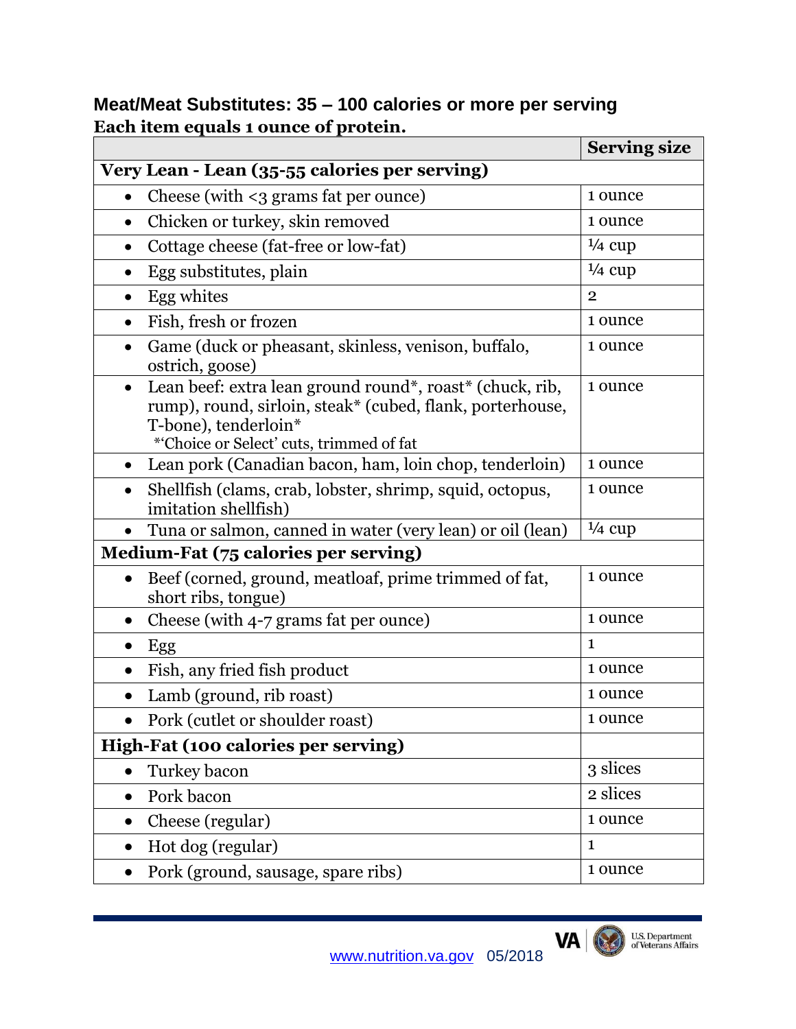## Meat/Meat Substitutes: 35 – 100 calories or more per serving

**Each item equals 1 ounce of protein.**

| | Serving size |
|---|---|
| **Very Lean - Lean (35-55 calories per serving)** | |
| • Cheese (with <3 grams fat per ounce) | 1 ounce |
| • Chicken or turkey, skin removed | 1 ounce |
| • Cottage cheese (fat-free or low-fat) | ¼ cup |
| • Egg substitutes, plain | ¼ cup |
| • Egg whites | 2 |
| • Fish, fresh or frozen | 1 ounce |
| • Game (duck or pheasant, skinless, venison, buffalo, ostrich, goose) | 1 ounce |
| • Lean beef: extra lean ground round*, roast* (chuck, rib, rump), round, sirloin, steak* (cubed, flank, porterhouse, T-bone), tenderloin* *'Choice or Select' cuts, trimmed of fat | 1 ounce |
| • Lean pork (Canadian bacon, ham, loin chop, tenderloin) | 1 ounce |
| • Shellfish (clams, crab, lobster, shrimp, squid, octopus, imitation shellfish) | 1 ounce |
| • Tuna or salmon, canned in water (very lean) or oil (lean) | ¼ cup |
| **Medium-Fat (75 calories per serving)** | |
| • Beef (corned, ground, meatloaf, prime trimmed of fat, short ribs, tongue) | 1 ounce |
| • Cheese (with 4-7 grams fat per ounce) | 1 ounce |
| • Egg | 1 |
| • Fish, any fried fish product | 1 ounce |
| • Lamb (ground, rib roast) | 1 ounce |
| • Pork (cutlet or shoulder roast) | 1 ounce |
| **High-Fat (100 calories per serving)** | |
| • Turkey bacon | 3 slices |
| • Pork bacon | 2 slices |
| • Cheese (regular) | 1 ounce |
| • Hot dog (regular) | 1 |
| • Pork (ground, sausage, spare ribs) | 1 ounce |

www.nutrition.va.gov 05/2018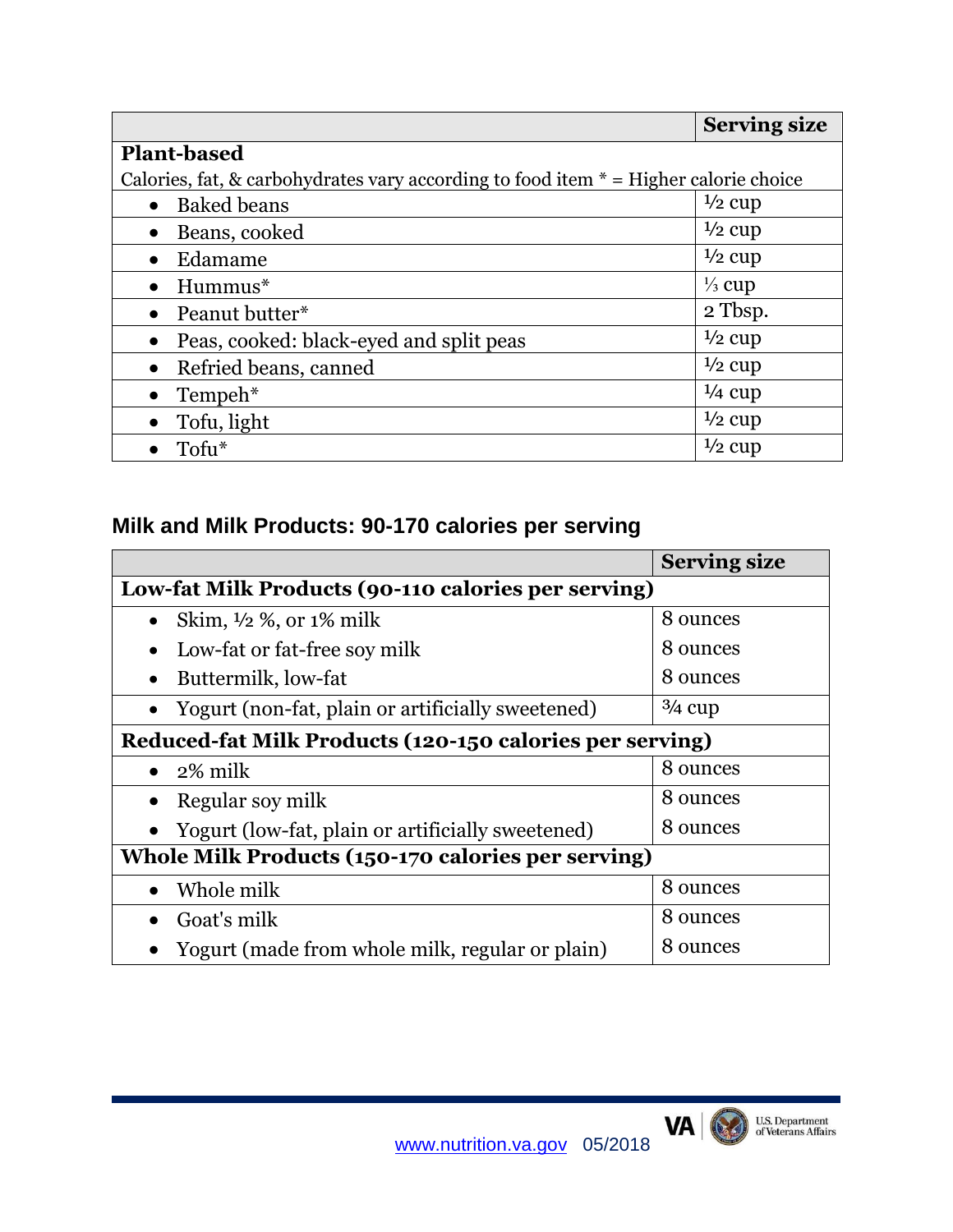| | Serving size |
|---|---|
| **Plant-based** | |
| Calories, fat, & carbohydrates vary according to food item * = Higher calorie choice | |
| • Baked beans | ½ cup |
| • Beans, cooked | ½ cup |
| • Edamame | ½ cup |
| • Hummus* | ⅓ cup |
| • Peanut butter* | 2 Tbsp. |
| • Peas, cooked: black-eyed and split peas | ½ cup |
| • Refried beans, canned | ½ cup |
| • Tempeh* | ¼ cup |
| • Tofu, light | ½ cup |
| • Tofu* | ½ cup |

## Milk and Milk Products: 90-170 calories per serving

| | Serving size |
|---|---|
| **Low-fat Milk Products (90-110 calories per serving)** | |
| • Skim, ½ %, or 1% milk | 8 ounces |
| • Low-fat or fat-free soy milk | 8 ounces |
| • Buttermilk, low-fat | 8 ounces |
| • Yogurt (non-fat, plain or artificially sweetened) | ¾ cup |
| **Reduced-fat Milk Products (120-150 calories per serving)** | |
| • 2% milk | 8 ounces |
| • Regular soy milk | 8 ounces |
| • Yogurt (low-fat, plain or artificially sweetened) | 8 ounces |
| **Whole Milk Products (150-170 calories per serving)** | |
| • Whole milk | 8 ounces |
| • Goat's milk | 8 ounces |
| • Yogurt (made from whole milk, regular or plain) | 8 ounces |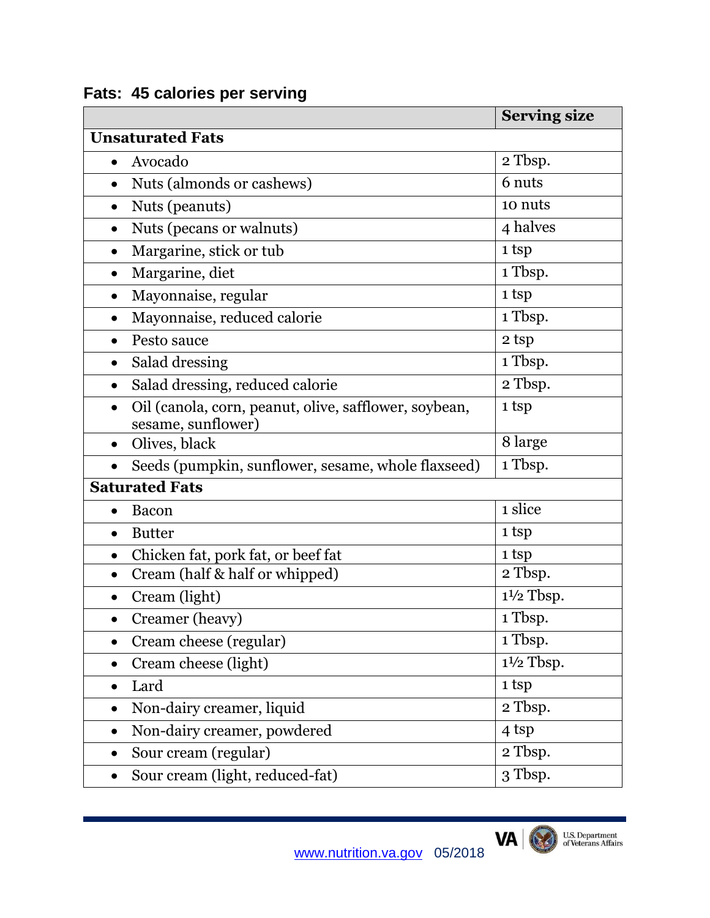## Fats: 45 calories per serving

| | Serving size |
|---|---|
| **Unsaturated Fats** | |
| • Avocado | 2 Tbsp. |
| • Nuts (almonds or cashews) | 6 nuts |
| • Nuts (peanuts) | 10 nuts |
| • Nuts (pecans or walnuts) | 4 halves |
| • Margarine, stick or tub | 1 tsp |
| • Margarine, diet | 1 Tbsp. |
| • Mayonnaise, regular | 1 tsp |
| • Mayonnaise, reduced calorie | 1 Tbsp. |
| • Pesto sauce | 2 tsp |
| • Salad dressing | 1 Tbsp. |
| • Salad dressing, reduced calorie | 2 Tbsp. |
| • Oil (canola, corn, peanut, olive, safflower, soybean, sesame, sunflower) | 1 tsp |
| • Olives, black | 8 large |
| • Seeds (pumpkin, sunflower, sesame, whole flaxseed) | 1 Tbsp. |
| **Saturated Fats** | |
| • Bacon | 1 slice |
| • Butter | 1 tsp |
| • Chicken fat, pork fat, or beef fat | 1 tsp |
| • Cream (half & half or whipped) | 2 Tbsp. |
| • Cream (light) | 1½ Tbsp. |
| • Creamer (heavy) | 1 Tbsp. |
| • Cream cheese (regular) | 1 Tbsp. |
| • Cream cheese (light) | 1½ Tbsp. |
| • Lard | 1 tsp |
| • Non-dairy creamer, liquid | 2 Tbsp. |
| • Non-dairy creamer, powdered | 4 tsp |
| • Sour cream (regular) | 2 Tbsp. |
| • Sour cream (light, reduced-fat) | 3 Tbsp. |

www.nutrition.va.gov 05/2018

VA U.S. Department of Veterans Affairs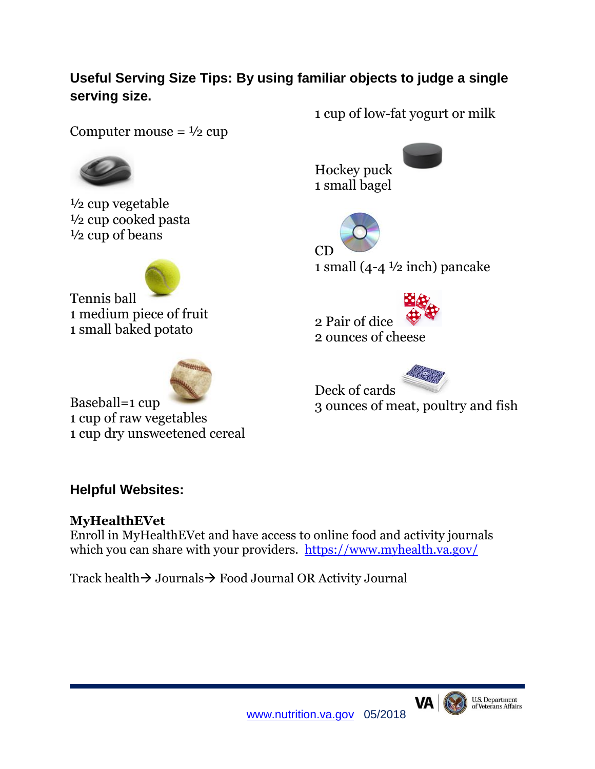## Useful Serving Size Tips: By using familiar objects to judge a single serving size.

Computer mouse = ½ cup

½ cup vegetable
½ cup cooked pasta
½ cup of beans

Tennis ball
1 medium piece of fruit
1 small baked potato

Baseball=1 cup
1 cup of raw vegetables
1 cup dry unsweetened cereal
1 cup of low-fat yogurt or milk

Hockey puck
1 small bagel

CD
1 small (4-4 ½ inch) pancake

2 Pair of dice
2 ounces of cheese

Deck of cards
3 ounces of meat, poultry and fish

## Helpful Websites:

**MyHealthEVet**
Enroll in MyHealthEVet and have access to online food and activity journals which you can share with your providers. https://www.myhealth.va.gov/

Track health→ Journals→ Food Journal OR Activity Journal

www.nutrition.va.gov 05/2018